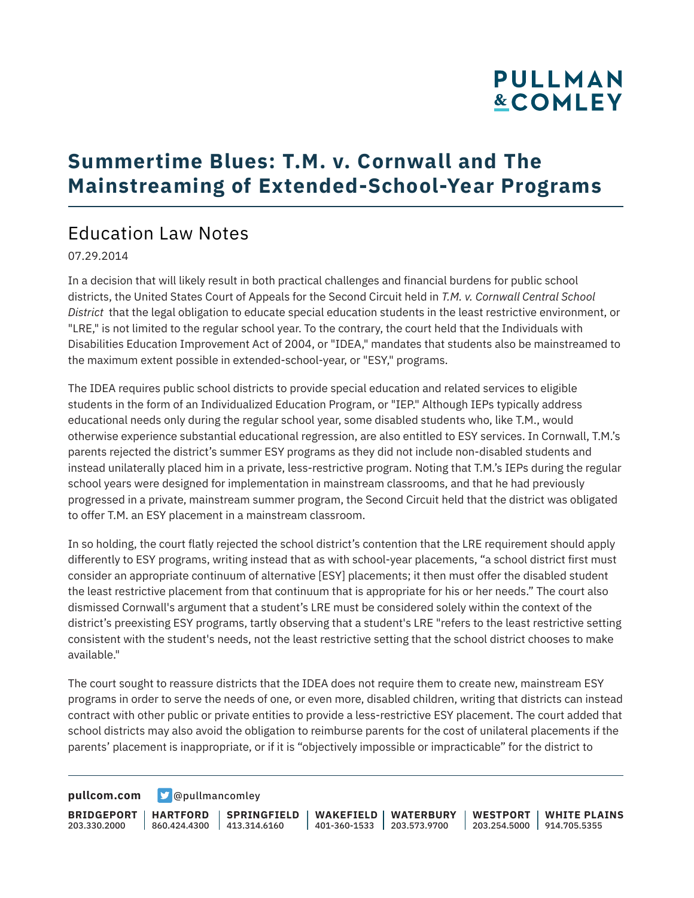# Summertime Blues: T.M. v. Cornwall and The Mainstreaming of Extended-School-Year Programs

## Education Law Notes

07.29.2014

In a decision that will likely result in both practical challenges and financial burdens for public school districts, the United States Court of Appeals for the Second Circuit held in *T.M. v. Cornwall Central School District* that the legal obligation to educate special education students in the least restrictive environment, or "LRE," is not limited to the regular school year. To the contrary, the court held that the Individuals with Disabilities Education Improvement Act of 2004, or "IDEA," mandates that students also be mainstreamed to the maximum extent possible in extended-school-year, or "ESY," programs.

The IDEA requires public school districts to provide special education and related services to eligible students in the form of an Individualized Education Program, or "IEP." Although IEPs typically address educational needs only during the regular school year, some disabled students who, like T.M., would otherwise experience substantial educational regression, are also entitled to ESY services. In Cornwall, T.M.'s parents rejected the district's summer ESY programs as they did not include non-disabled students and instead unilaterally placed him in a private, less-restrictive program. Noting that T.M.'s IEPs during the regular school years were designed for implementation in mainstream classrooms, and that he had previously progressed in a private, mainstream summer program, the Second Circuit held that the district was obligated to offer T.M. an ESY placement in a mainstream classroom.

In so holding, the court flatly rejected the school district's contention that the LRE requirement should apply differently to ESY programs, writing instead that as with school-year placements, "a school district first must consider an appropriate continuum of alternative [ESY] placements; it then must offer the disabled student the least restrictive placement from that continuum that is appropriate for his or her needs." The court also dismissed Cornwall's argument that a student's LRE must be considered solely within the context of the district's preexisting ESY programs, tartly observing that a student's LRE "refers to the least restrictive setting consistent with the student's needs, not the least restrictive setting that the school district chooses to make available."

The court sought to reassure districts that the IDEA does not require them to create new, mainstream ESY programs in order to serve the needs of one, or even more, disabled children, writing that districts can instead contract with other public or private entities to provide a less-restrictive ESY placement. The court added that school districts may also avoid the obligation to reimburse parents for the cost of unilateral placements if the parents' placement is inappropriate, or if it is "objectively impossible or impracticable" for the district to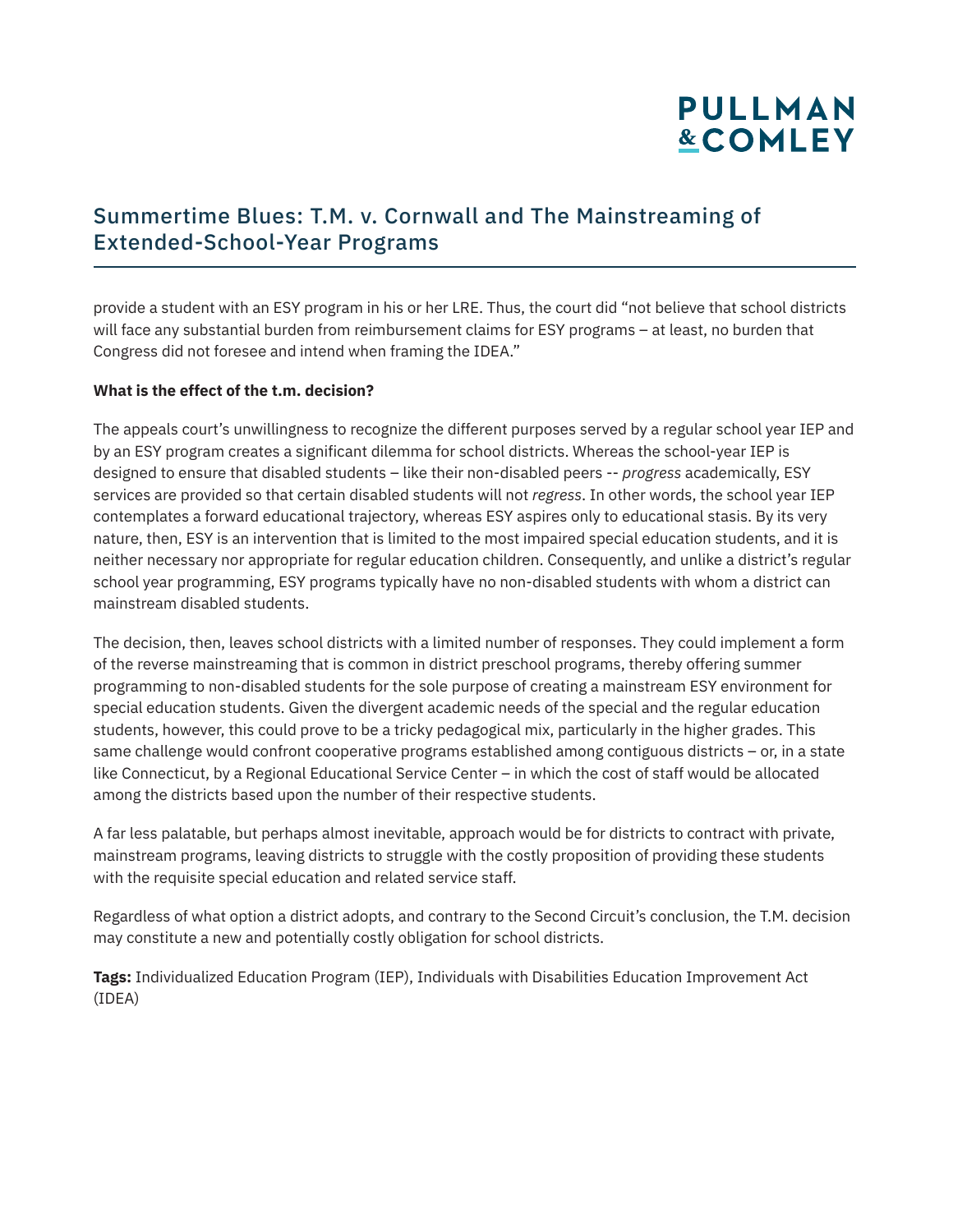provide a student with an ESY program in his or her LRE. Thus, the court did "not believe that school districts will face any substantial burden from reimbursement claims for ESY programs – at least, no burden that Congress did not foresee and intend when framing the IDEA."

**What is the effect of the t.m. decision?**

The appeals court's unwillingness to recognize the different purposes served by a regular school year IEP and by an ESY program creates a significant dilemma for school districts. Whereas the school-year IEP is designed to ensure that disabled students – like their non-disabled peers -- *progress* academically, ESY services are provided so that certain disabled students will not *regress*. In other words, the school year IEP contemplates a forward educational trajectory, whereas ESY aspires only to educational stasis. By its very nature, then, ESY is an intervention that is limited to the most impaired special education students, and it is neither necessary nor appropriate for regular education children. Consequently, and unlike a district's regular school year programming, ESY programs typically have no non-disabled students with whom a district can mainstream disabled students.

The decision, then, leaves school districts with a limited number of responses. They could implement a form of the reverse mainstreaming that is common in district preschool programs, thereby offering summer programming to non-disabled students for the sole purpose of creating a mainstream ESY environment for special education students. Given the divergent academic needs of the special and the regular education students, however, this could prove to be a tricky pedagogical mix, particularly in the higher grades. This same challenge would confront cooperative programs established among contiguous districts – or, in a state like Connecticut, by a Regional Educational Service Center – in which the cost of staff would be allocated among the districts based upon the number of their respective students.

A far less palatable, but perhaps almost inevitable, approach would be for districts to contract with private, mainstream programs, leaving districts to struggle with the costly proposition of providing these students with the requisite special education and related service staff.

Regardless of what option a district adopts, and contrary to the Second Circuit's conclusion, the T.M. decision may constitute a new and potentially costly obligation for school districts.

**Tags:** Individualized Education Program (IEP), Individuals with Disabilities Education Improvement Act (IDEA)